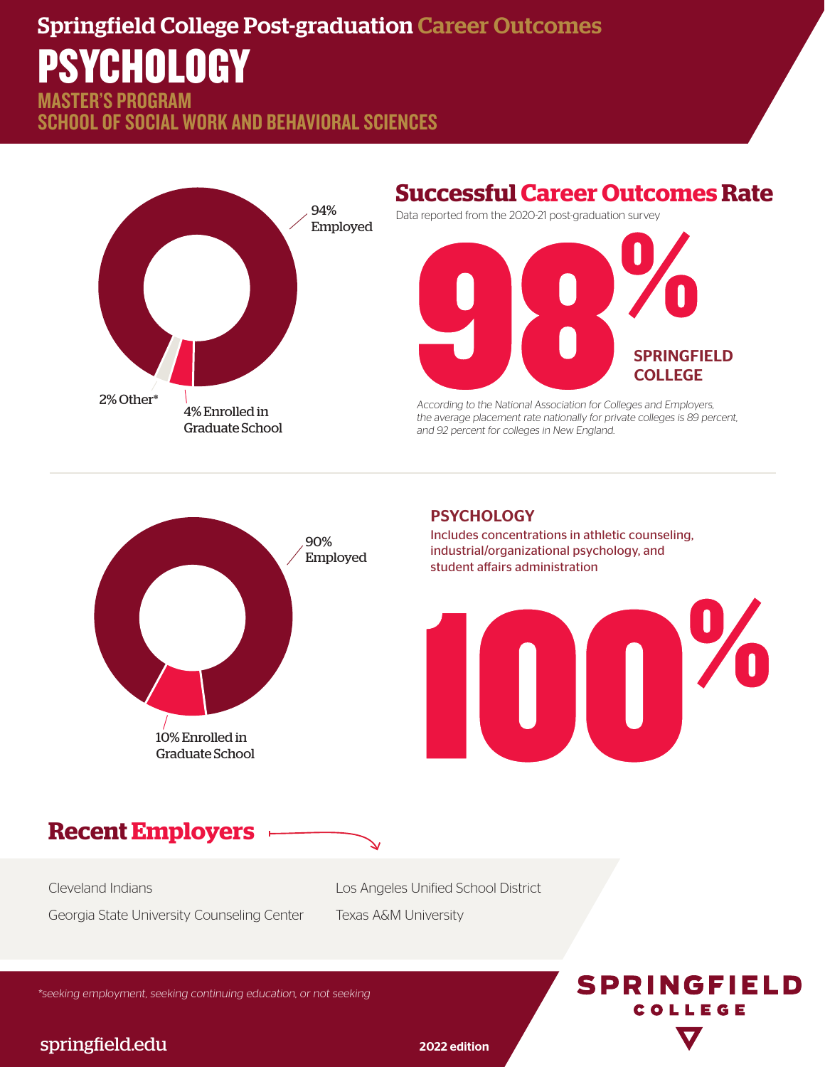# Springfield College Post-graduation Career Outcomes

# PSYCHOLOGY

## MASTER'S PROGRAM
## SCHOOL OF SOCIAL WORK AND BEHAVIORAL SCIENCES

94% Employed

4% Enrolled in Graduate School

2% Other*

## Successful Career Outcomes Rate

Data reported from the 2020-21 post-graduation survey

**98%**

**SPRINGFIELD COLLEGE**

*According to the National Association for Colleges and Employers, the average placement rate nationally for private colleges is 89 percent, and 92 percent for colleges in New England.*

90% Employed

10% Enrolled in Graduate School

### PSYCHOLOGY

Includes concentrations in athletic counseling, industrial/organizational psychology, and student affairs administration

**100%**

## Recent Employers

- Cleveland Indians
- Georgia State University Counseling Center
- Los Angeles Unified School District
- Texas A&M University

*seeking employment, seeking continuing education, or not seeking

springfield.edu

2022 edition

SPRINGFIELD COLLEGE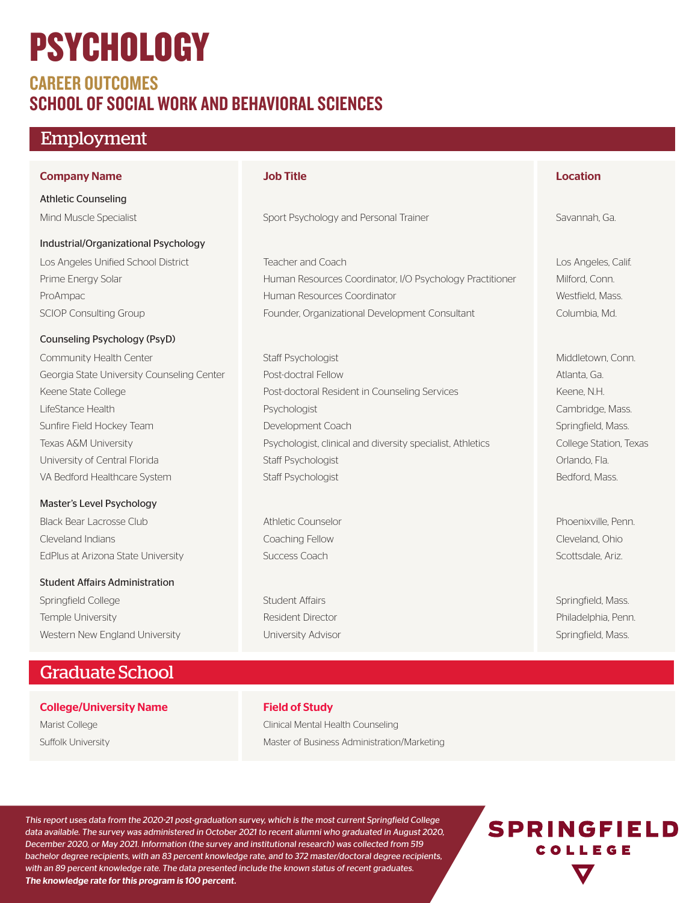# PSYCHOLOGY

## CAREER OUTCOMES
## SCHOOL OF SOCIAL WORK AND BEHAVIORAL SCIENCES

## Employment

| Company Name | Job Title | Location |
|---|---|---|
| **Athletic Counseling** | | |
| Mind Muscle Specialist | Sport Psychology and Personal Trainer | Savannah, Ga. |
| **Industrial/Organizational Psychology** | | |
| Los Angeles Unified School District | Teacher and Coach | Los Angeles, Calif. |
| Prime Energy Solar | Human Resources Coordinator, I/O Psychology Practitioner | Milford, Conn. |
| ProAmpac | Human Resources Coordinator | Westfield, Mass. |
| SCIOP Consulting Group | Founder, Organizational Development Consultant | Columbia, Md. |
| **Counseling Psychology (PsyD)** | | |
| Community Health Center | Staff Psychologist | Middletown, Conn. |
| Georgia State University Counseling Center | Post-doctral Fellow | Atlanta, Ga. |
| Keene State College | Post-doctoral Resident in Counseling Services | Keene, N.H. |
| LifeStance Health | Psychologist | Cambridge, Mass. |
| Sunfire Field Hockey Team | Development Coach | Springfield, Mass. |
| Texas A&M University | Psychologist, clinical and diversity specialist, Athletics | College Station, Texas |
| University of Central Florida | Staff Psychologist | Orlando, Fla. |
| VA Bedford Healthcare System | Staff Psychologist | Bedford, Mass. |
| **Master's Level Psychology** | | |
| Black Bear Lacrosse Club | Athletic Counselor | Phoenixville, Penn. |
| Cleveland Indians | Coaching Fellow | Cleveland, Ohio |
| EdPlus at Arizona State University | Success Coach | Scottsdale, Ariz. |
| **Student Affairs Administration** | | |
| Springfield College | Student Affairs | Springfield, Mass. |
| Temple University | Resident Director | Philadelphia, Penn. |
| Western New England University | University Advisor | Springfield, Mass. |

## Graduate School

| College/University Name | Field of Study |
|---|---|
| Marist College | Clinical Mental Health Counseling |
| Suffolk University | Master of Business Administration/Marketing |

*This report uses data from the 2020-21 post-graduation survey, which is the most current Springfield College data available. The survey was administered in October 2021 to recent alumni who graduated in August 2020, December 2020, or May 2021. Information (the survey and institutional research) was collected from 519 bachelor degree recipients, with an 83 percent knowledge rate, and to 372 master/doctoral degree recipients, with an 89 percent knowledge rate. The data presented include the known status of recent graduates.*
***The knowledge rate for this program is 100 percent.***

SPRINGFIELD COLLEGE